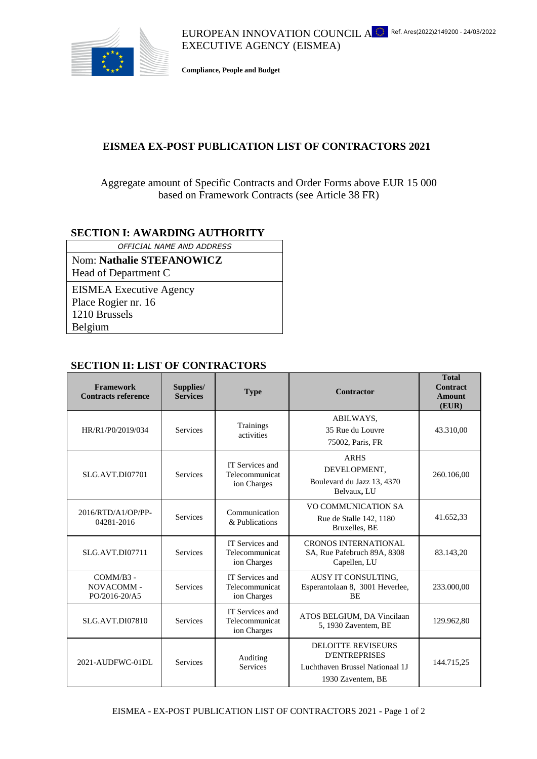EUROPEAN INNOVATION COUNCIL AND SMEs EXECUTIVE AGENCY (EISMEA)

Ref. Ares(2022)2149200 - 24/03/2022

**Compliance, People and Budget**

# EISMEA EX-POST PUBLICATION LIST OF CONTRACTORS 2021

Aggregate amount of Specific Contracts and Order Forms above EUR 15 000 based on Framework Contracts (see Article 38 FR)

## SECTION I: AWARDING AUTHORITY

| *OFFICIAL NAME AND ADDRESS* |
|---|
| Nom: **Nathalie STEFANOWICZ**<br>Head of Department C |
| EISMEA Executive Agency<br>Place Rogier nr. 16<br>1210 Brussels<br>Belgium |

## SECTION II: LIST OF CONTRACTORS

| Framework Contracts reference | Supplies/ Services | Type | Contractor | Total Contract Amount (EUR) |
|---|---|---|---|---|
| HR/R1/P0/2019/034 | Services | Trainings activities | ABILWAYS, 35 Rue du Louvre 75002, Paris, FR | 43.310,00 |
| SLG.AVT.DI07701 | Services | IT Services and Telecommunication Charges | ARHS DEVELOPMENT, Boulevard du Jazz 13, 4370 Belvaux, LU | 260.106,00 |
| 2016/RTD/A1/OP/PP-04281-2016 | Services | Communication & Publications | VO COMMUNICATION SA Rue de Stalle 142, 1180 Bruxelles, BE | 41.652,33 |
| SLG.AVT.DI07711 | Services | IT Services and Telecommunication Charges | CRONOS INTERNATIONAL SA, Rue Pafebruch 89A, 8308 Capellen, LU | 83.143,20 |
| COMM/B3 - NOVACOMM - PO/2016-20/A5 | Services | IT Services and Telecommunication Charges | AUSY IT CONSULTING, Esperantolaan 8, 3001 Heverlee, BE | 233.000,00 |
| SLG.AVT.DI07810 | Services | IT Services and Telecommunication Charges | ATOS BELGIUM, DA Vincilaan 5, 1930 Zaventem, BE | 129.962,80 |
| 2021-AUDFWC-01DL | Services | Auditing Services | DELOITTE REVISEURS D'ENTREPRISES Luchthaven Brussel Nationaal 1J 1930 Zaventem, BE | 144.715,25 |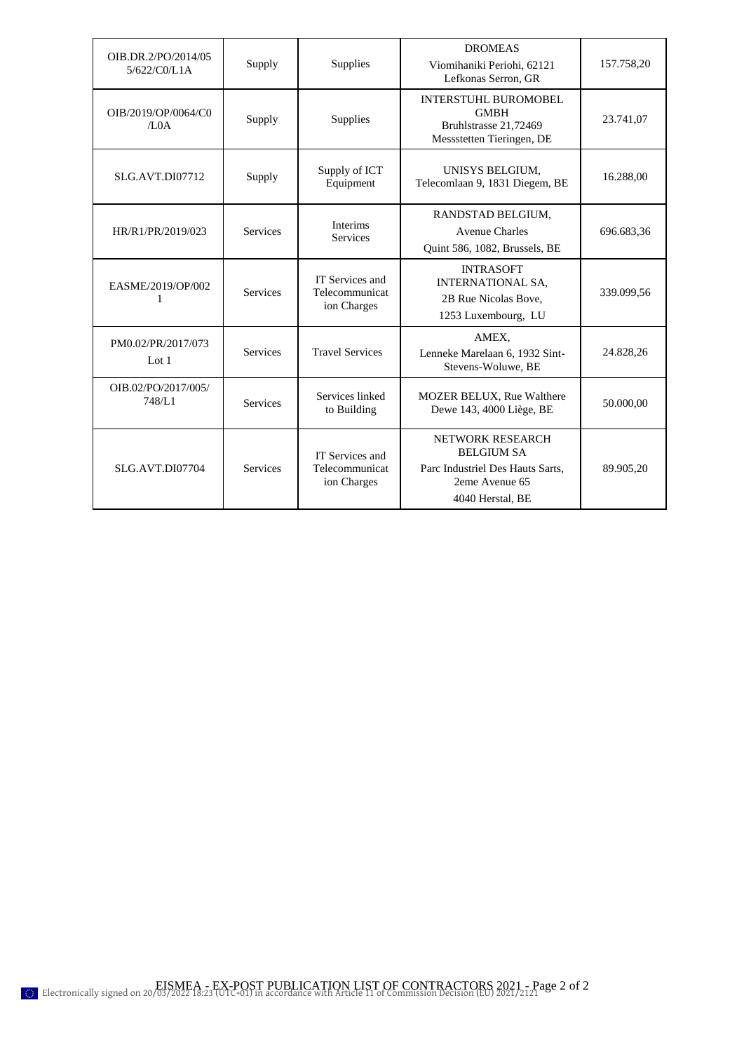| | | | | |
|---|---|---|---|---|
| OIB.DR.2/PO/2014/05 5/622/C0/L1A | Supply | Supplies | DROMEAS Viomihaniki Periohi, 62121 Lefkonas Serron, GR | 157.758,20 |
| OIB/2019/OP/0064/C0 /L0A | Supply | Supplies | INTERSTUHL BUROMOBEL GMBH Bruhlstrasse 21,72469 Messstetten Tieringen, DE | 23.741,07 |
| SLG.AVT.DI07712 | Supply | Supply of ICT Equipment | UNISYS BELGIUM, Telecomlaan 9, 1831 Diegem, BE | 16.288,00 |
| HR/R1/PR/2019/023 | Services | Interims Services | RANDSTAD BELGIUM, Avenue Charles Quint 586, 1082, Brussels, BE | 696.683,36 |
| EASME/2019/OP/002 1 | Services | IT Services and Telecommunicat ion Charges | INTRASOFT INTERNATIONAL SA, 2B Rue Nicolas Bove, 1253 Luxembourg, LU | 339.099,56 |
| PM0.02/PR/2017/073 Lot 1 | Services | Travel Services | AMEX, Lenneke Marelaan 6, 1932 Sint-Stevens-Woluwe, BE | 24.828,26 |
| OIB.02/PO/2017/005/ 748/L1 | Services | Services linked to Building | MOZER BELUX, Rue Walthere Dewe 143, 4000 Liège, BE | 50.000,00 |
| SLG.AVT.DI07704 | Services | IT Services and Telecommunicat ion Charges | NETWORK RESEARCH BELGIUM SA Parc Industriel Des Hauts Sarts, 2eme Avenue 65 4040 Herstal, BE | 89.905,20 |

Electronically signed on 20/03/2022 18:23 (UTC+01) in accordance with Article 11 of Commission Decision (EU) 2021/2121